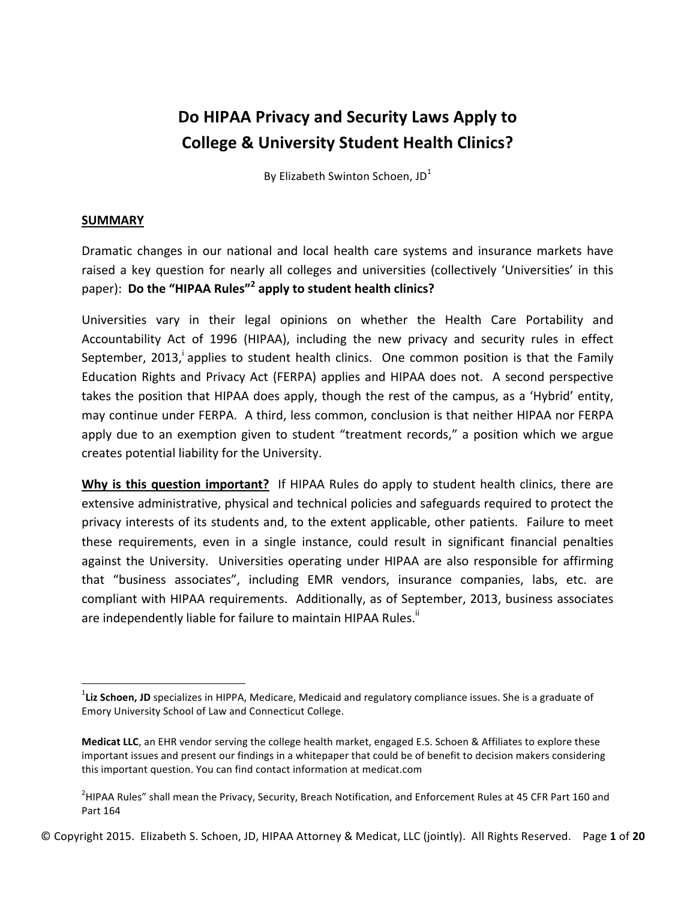# Do HIPAA Privacy and Security Laws Apply to College & University Student Health Clinics?

By Elizabeth Swinton Schoen, JD[1]

## SUMMARY

Dramatic changes in our national and local health care systems and insurance markets have raised a key question for nearly all colleges and universities (collectively 'Universities' in this paper): **Do the "HIPAA Rules"[2] apply to student health clinics?**

Universities vary in their legal opinions on whether the Health Care Portability and Accountability Act of 1996 (HIPAA), including the new privacy and security rules in effect September, 2013,[i] applies to student health clinics. One common position is that the Family Education Rights and Privacy Act (FERPA) applies and HIPAA does not. A second perspective takes the position that HIPAA does apply, though the rest of the campus, as a 'Hybrid' entity, may continue under FERPA. A third, less common, conclusion is that neither HIPAA nor FERPA apply due to an exemption given to student "treatment records," a position which we argue creates potential liability for the University.

**Why is this question important?** If HIPAA Rules do apply to student health clinics, there are extensive administrative, physical and technical policies and safeguards required to protect the privacy interests of its students and, to the extent applicable, other patients. Failure to meet these requirements, even in a single instance, could result in significant financial penalties against the University. Universities operating under HIPAA are also responsible for affirming that "business associates", including EMR vendors, insurance companies, labs, etc. are compliant with HIPAA requirements. Additionally, as of September, 2013, business associates are independently liable for failure to maintain HIPAA Rules.[ii]

---

[1] **Liz Schoen, JD** specializes in HIPPA, Medicare, Medicaid and regulatory compliance issues. She is a graduate of Emory University School of Law and Connecticut College.

**Medicat LLC**, an EHR vendor serving the college health market, engaged E.S. Schoen & Affiliates to explore these important issues and present our findings in a whitepaper that could be of benefit to decision makers considering this important question. You can find contact information at medicat.com

[2] HIPAA Rules" shall mean the Privacy, Security, Breach Notification, and Enforcement Rules at 45 CFR Part 160 and Part 164

© Copyright 2015. Elizabeth S. Schoen, JD, HIPAA Attorney & Medicat, LLC (jointly). All Rights Reserved.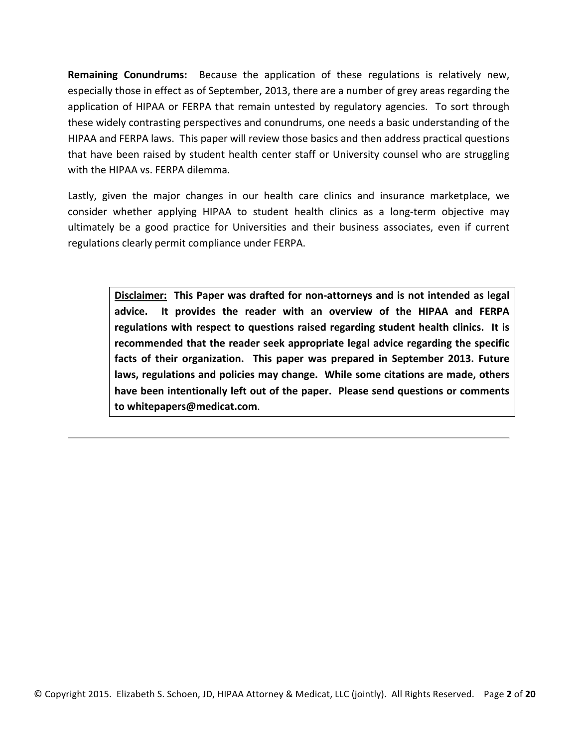**Remaining Conundrums:** Because the application of these regulations is relatively new, especially those in effect as of September, 2013, there are a number of grey areas regarding the application of HIPAA or FERPA that remain untested by regulatory agencies. To sort through these widely contrasting perspectives and conundrums, one needs a basic understanding of the HIPAA and FERPA laws. This paper will review those basics and then address practical questions that have been raised by student health center staff or University counsel who are struggling with the HIPAA vs. FERPA dilemma.

Lastly, given the major changes in our health care clinics and insurance marketplace, we consider whether applying HIPAA to student health clinics as a long-term objective may ultimately be a good practice for Universities and their business associates, even if current regulations clearly permit compliance under FERPA.

> **Disclaimer:** **This Paper was drafted for non-attorneys and is not intended as legal advice. It provides the reader with an overview of the HIPAA and FERPA regulations with respect to questions raised regarding student health clinics. It is recommended that the reader seek appropriate legal advice regarding the specific facts of their organization. This paper was prepared in September 2013. Future laws, regulations and policies may change. While some citations are made, others have been intentionally left out of the paper. Please send questions or comments to whitepapers@medicat.com**.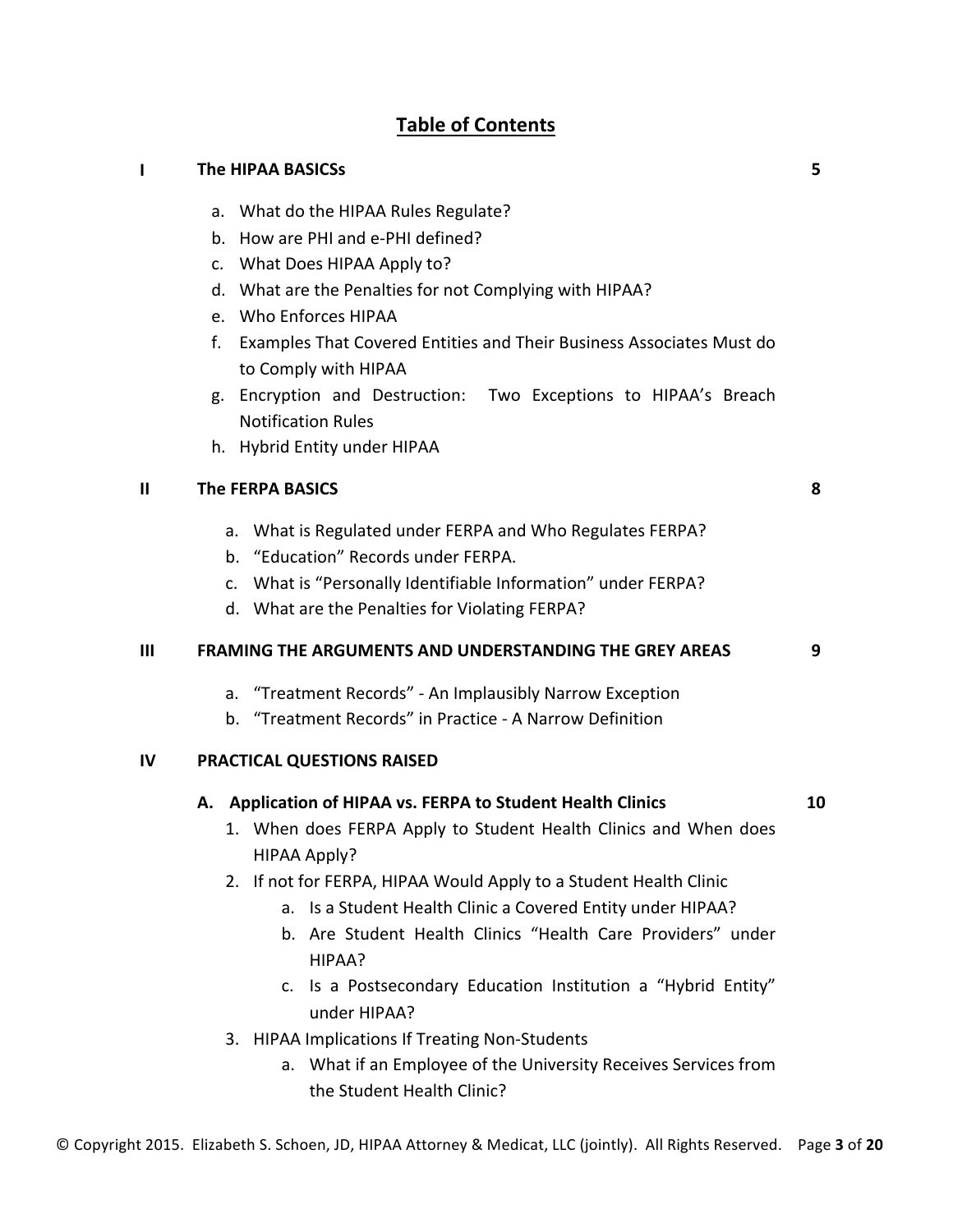# Table of Contents

| | | |
|---|---|---|
| **I** | **The HIPAA BASICSs** | **5** |
| | a. What do the HIPAA Rules Regulate? | |
| | b. How are PHI and e-PHI defined? | |
| | c. What Does HIPAA Apply to? | |
| | d. What are the Penalties for not Complying with HIPAA? | |
| | e. Who Enforces HIPAA | |
| | f. Examples That Covered Entities and Their Business Associates Must do to Comply with HIPAA | |
| | g. Encryption and Destruction: Two Exceptions to HIPAA's Breach Notification Rules | |
| | h. Hybrid Entity under HIPAA | |
| **II** | **The FERPA BASICS** | **8** |
| | a. What is Regulated under FERPA and Who Regulates FERPA? | |
| | b. "Education" Records under FERPA. | |
| | c. What is "Personally Identifiable Information" under FERPA? | |
| | d. What are the Penalties for Violating FERPA? | |
| **III** | **FRAMING THE ARGUMENTS AND UNDERSTANDING THE GREY AREAS** | **9** |
| | a. "Treatment Records" - An Implausibly Narrow Exception | |
| | b. "Treatment Records" in Practice - A Narrow Definition | |
| **IV** | **PRACTICAL QUESTIONS RAISED** | |
| | **A. Application of HIPAA vs. FERPA to Student Health Clinics** | **10** |
| | 1. When does FERPA Apply to Student Health Clinics and When does HIPAA Apply? | |
| | 2. If not for FERPA, HIPAA Would Apply to a Student Health Clinic | |
| | &nbsp;&nbsp;&nbsp;&nbsp;a. Is a Student Health Clinic a Covered Entity under HIPAA? | |
| | &nbsp;&nbsp;&nbsp;&nbsp;b. Are Student Health Clinics "Health Care Providers" under HIPAA? | |
| | &nbsp;&nbsp;&nbsp;&nbsp;c. Is a Postsecondary Education Institution a "Hybrid Entity" under HIPAA? | |
| | 3. HIPAA Implications If Treating Non-Students | |
| | &nbsp;&nbsp;&nbsp;&nbsp;a. What if an Employee of the University Receives Services from the Student Health Clinic? | |

© Copyright 2015. Elizabeth S. Schoen, JD, HIPAA Attorney & Medicat, LLC (jointly). All Rights Reserved.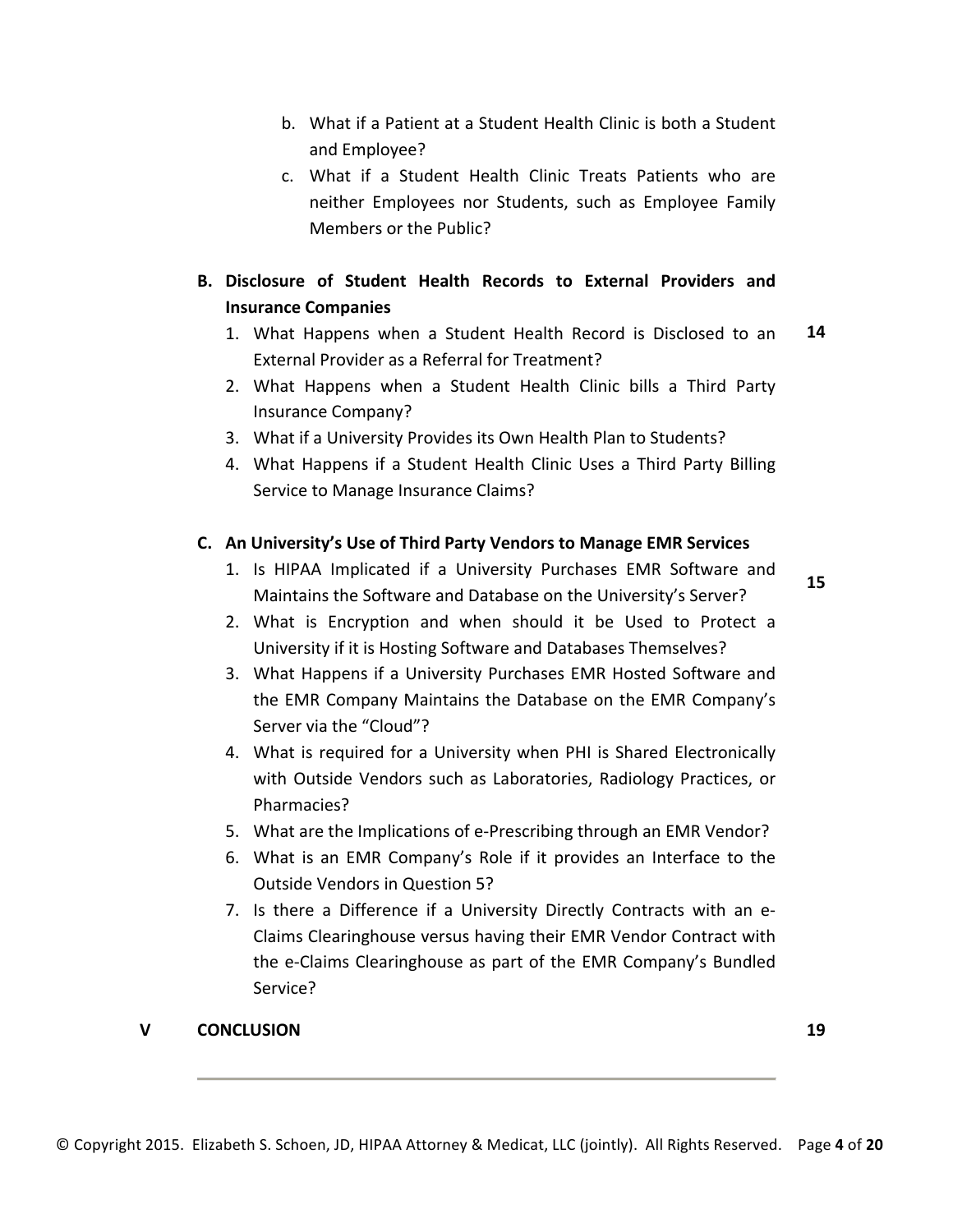b. What if a Patient at a Student Health Clinic is both a Student and Employee?

c. What if a Student Health Clinic Treats Patients who are neither Employees nor Students, such as Employee Family Members or the Public?

**B. Disclosure of Student Health Records to External Providers and Insurance Companies**

1. What Happens when a Student Health Record is Disclosed to an External Provider as a Referral for Treatment? **14**
2. What Happens when a Student Health Clinic bills a Third Party Insurance Company?
3. What if a University Provides its Own Health Plan to Students?
4. What Happens if a Student Health Clinic Uses a Third Party Billing Service to Manage Insurance Claims?

**C. An University's Use of Third Party Vendors to Manage EMR Services**

1. Is HIPAA Implicated if a University Purchases EMR Software and Maintains the Software and Database on the University's Server? **15**
2. What is Encryption and when should it be Used to Protect a University if it is Hosting Software and Databases Themselves?
3. What Happens if a University Purchases EMR Hosted Software and the EMR Company Maintains the Database on the EMR Company's Server via the "Cloud"?
4. What is required for a University when PHI is Shared Electronically with Outside Vendors such as Laboratories, Radiology Practices, or Pharmacies?
5. What are the Implications of e-Prescribing through an EMR Vendor?
6. What is an EMR Company's Role if it provides an Interface to the Outside Vendors in Question 5?
7. Is there a Difference if a University Directly Contracts with an e-Claims Clearinghouse versus having their EMR Vendor Contract with the e-Claims Clearinghouse as part of the EMR Company's Bundled Service?

**V CONCLUSION** **19**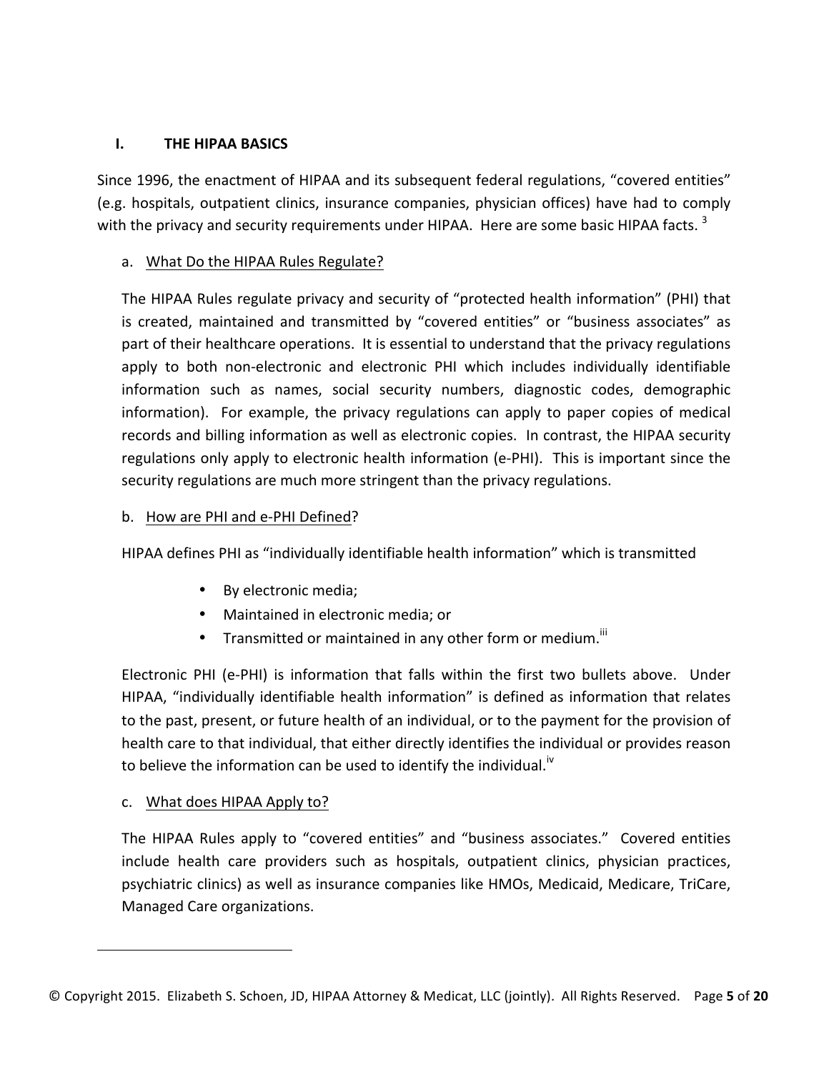## I. THE HIPAA BASICS

Since 1996, the enactment of HIPAA and its subsequent federal regulations, "covered entities" (e.g. hospitals, outpatient clinics, insurance companies, physician offices) have had to comply with the privacy and security requirements under HIPAA. Here are some basic HIPAA facts. [3]

### a. What Do the HIPAA Rules Regulate?

The HIPAA Rules regulate privacy and security of "protected health information" (PHI) that is created, maintained and transmitted by "covered entities" or "business associates" as part of their healthcare operations. It is essential to understand that the privacy regulations apply to both non-electronic and electronic PHI which includes individually identifiable information such as names, social security numbers, diagnostic codes, demographic information). For example, the privacy regulations can apply to paper copies of medical records and billing information as well as electronic copies. In contrast, the HIPAA security regulations only apply to electronic health information (e-PHI). This is important since the security regulations are much more stringent than the privacy regulations.

### b. How are PHI and e-PHI Defined?

HIPAA defines PHI as "individually identifiable health information" which is transmitted

- By electronic media;
- Maintained in electronic media; or
- Transmitted or maintained in any other form or medium.[iii]

Electronic PHI (e-PHI) is information that falls within the first two bullets above. Under HIPAA, "individually identifiable health information" is defined as information that relates to the past, present, or future health of an individual, or to the payment for the provision of health care to that individual, that either directly identifies the individual or provides reason to believe the information can be used to identify the individual.[iv]

### c. What does HIPAA Apply to?

The HIPAA Rules apply to "covered entities" and "business associates." Covered entities include health care providers such as hospitals, outpatient clinics, physician practices, psychiatric clinics) as well as insurance companies like HMOs, Medicaid, Medicare, TriCare, Managed Care organizations.

© Copyright 2015. Elizabeth S. Schoen, JD, HIPAA Attorney & Medicat, LLC (jointly). All Rights Reserved.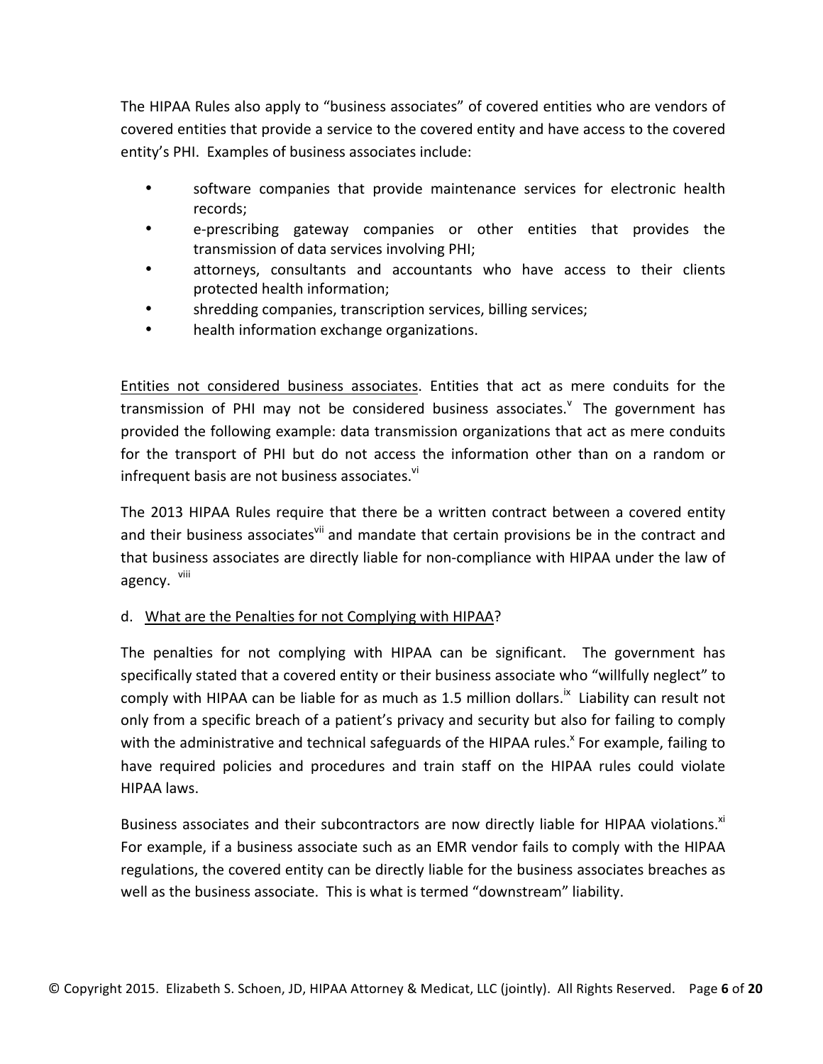The HIPAA Rules also apply to "business associates" of covered entities who are vendors of covered entities that provide a service to the covered entity and have access to the covered entity's PHI. Examples of business associates include:

- software companies that provide maintenance services for electronic health records;
- e-prescribing gateway companies or other entities that provides the transmission of data services involving PHI;
- attorneys, consultants and accountants who have access to their clients protected health information;
- shredding companies, transcription services, billing services;
- health information exchange organizations.

Entities not considered business associates. Entities that act as mere conduits for the transmission of PHI may not be considered business associates.[v] The government has provided the following example: data transmission organizations that act as mere conduits for the transport of PHI but do not access the information other than on a random or infrequent basis are not business associates.[vi]

The 2013 HIPAA Rules require that there be a written contract between a covered entity and their business associates[vii] and mandate that certain provisions be in the contract and that business associates are directly liable for non-compliance with HIPAA under the law of agency. [viii]

d. What are the Penalties for not Complying with HIPAA?

The penalties for not complying with HIPAA can be significant. The government has specifically stated that a covered entity or their business associate who "willfully neglect" to comply with HIPAA can be liable for as much as 1.5 million dollars.[ix] Liability can result not only from a specific breach of a patient's privacy and security but also for failing to comply with the administrative and technical safeguards of the HIPAA rules.[x] For example, failing to have required policies and procedures and train staff on the HIPAA rules could violate HIPAA laws.

Business associates and their subcontractors are now directly liable for HIPAA violations.[xi] For example, if a business associate such as an EMR vendor fails to comply with the HIPAA regulations, the covered entity can be directly liable for the business associates breaches as well as the business associate. This is what is termed "downstream" liability.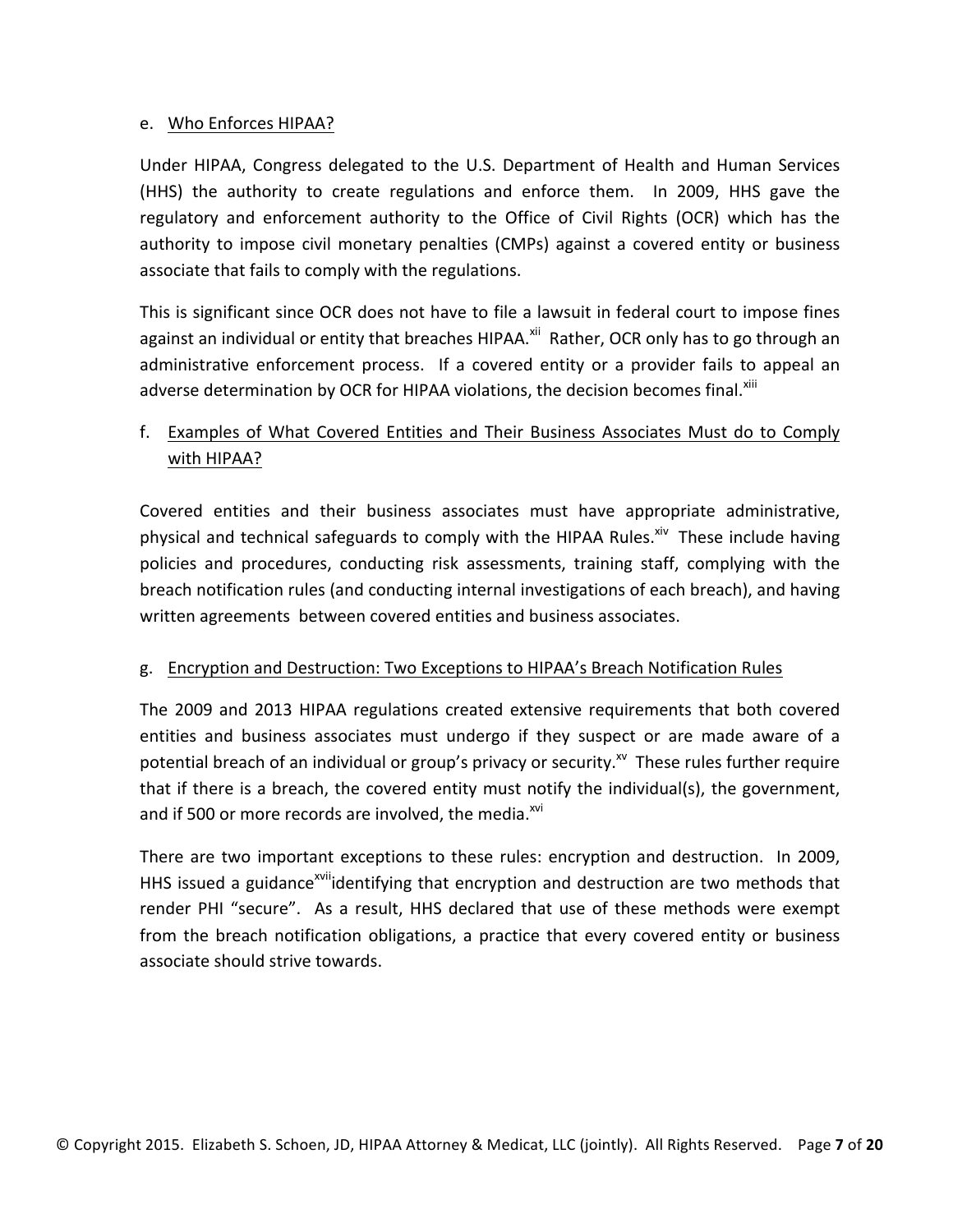e. Who Enforces HIPAA?

Under HIPAA, Congress delegated to the U.S. Department of Health and Human Services (HHS) the authority to create regulations and enforce them. In 2009, HHS gave the regulatory and enforcement authority to the Office of Civil Rights (OCR) which has the authority to impose civil monetary penalties (CMPs) against a covered entity or business associate that fails to comply with the regulations.

This is significant since OCR does not have to file a lawsuit in federal court to impose fines against an individual or entity that breaches HIPAA.[xii] Rather, OCR only has to go through an administrative enforcement process. If a covered entity or a provider fails to appeal an adverse determination by OCR for HIPAA violations, the decision becomes final.[xiii]

f. Examples of What Covered Entities and Their Business Associates Must do to Comply with HIPAA?

Covered entities and their business associates must have appropriate administrative, physical and technical safeguards to comply with the HIPAA Rules.[xiv] These include having policies and procedures, conducting risk assessments, training staff, complying with the breach notification rules (and conducting internal investigations of each breach), and having written agreements between covered entities and business associates.

g. Encryption and Destruction: Two Exceptions to HIPAA's Breach Notification Rules

The 2009 and 2013 HIPAA regulations created extensive requirements that both covered entities and business associates must undergo if they suspect or are made aware of a potential breach of an individual or group's privacy or security.[xv] These rules further require that if there is a breach, the covered entity must notify the individual(s), the government, and if 500 or more records are involved, the media.[xvi]

There are two important exceptions to these rules: encryption and destruction. In 2009, HHS issued a guidance[xvii]identifying that encryption and destruction are two methods that render PHI "secure". As a result, HHS declared that use of these methods were exempt from the breach notification obligations, a practice that every covered entity or business associate should strive towards.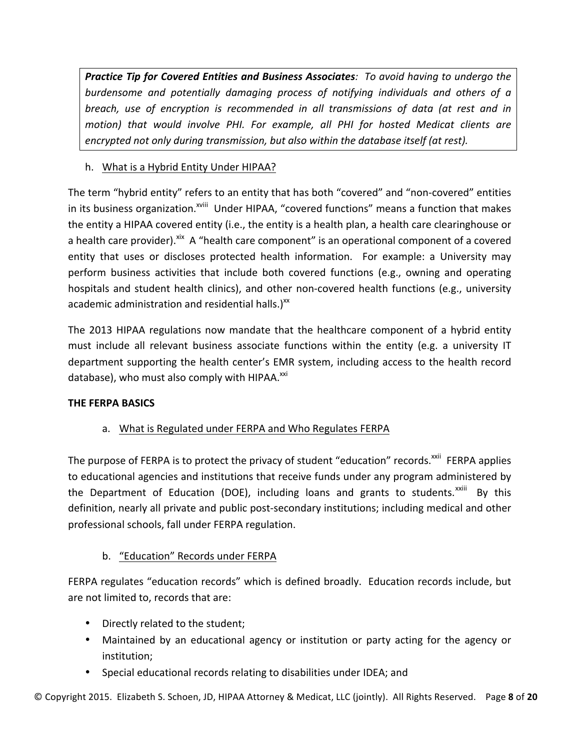***Practice Tip for Covered Entities and Business Associates**: To avoid having to undergo the burdensome and potentially damaging process of notifying individuals and others of a breach, use of encryption is recommended in all transmissions of data (at rest and in motion) that would involve PHI. For example, all PHI for hosted Medicat clients are encrypted not only during transmission, but also within the database itself (at rest).*

h. <u>What is a Hybrid Entity Under HIPAA?</u>

The term "hybrid entity" refers to an entity that has both "covered" and "non-covered" entities in its business organization.[xviii] Under HIPAA, "covered functions" means a function that makes the entity a HIPAA covered entity (i.e., the entity is a health plan, a health care clearinghouse or a health care provider).[xix] A "health care component" is an operational component of a covered entity that uses or discloses protected health information. For example: a University may perform business activities that include both covered functions (e.g., owning and operating hospitals and student health clinics), and other non-covered health functions (e.g., university academic administration and residential halls.)[xx]

The 2013 HIPAA regulations now mandate that the healthcare component of a hybrid entity must include all relevant business associate functions within the entity (e.g. a university IT department supporting the health center's EMR system, including access to the health record database), who must also comply with HIPAA.[xxi]

**THE FERPA BASICS**

a. <u>What is Regulated under FERPA and Who Regulates FERPA</u>

The purpose of FERPA is to protect the privacy of student "education" records.[xxii] FERPA applies to educational agencies and institutions that receive funds under any program administered by the Department of Education (DOE), including loans and grants to students.[xxiii] By this definition, nearly all private and public post-secondary institutions; including medical and other professional schools, fall under FERPA regulation.

b. <u>"Education" Records under FERPA</u>

FERPA regulates "education records" which is defined broadly. Education records include, but are not limited to, records that are:

- Directly related to the student;
- Maintained by an educational agency or institution or party acting for the agency or institution;
- Special educational records relating to disabilities under IDEA; and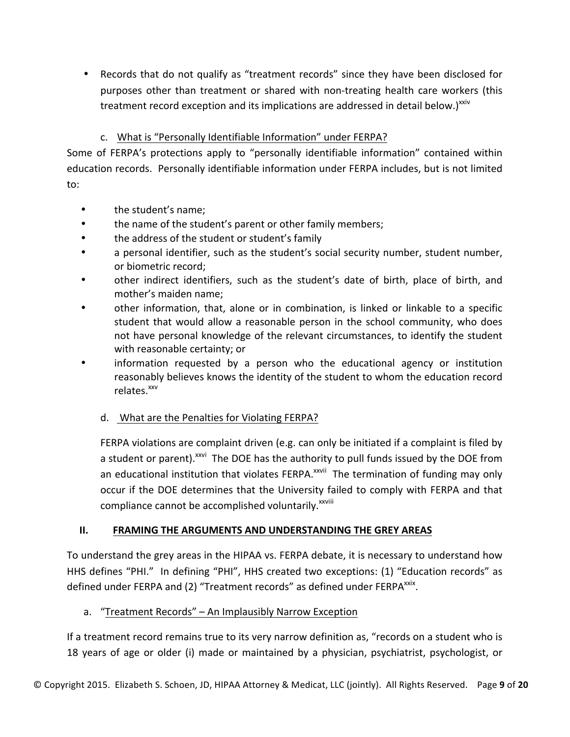- Records that do not qualify as "treatment records" since they have been disclosed for purposes other than treatment or shared with non-treating health care workers (this treatment record exception and its implications are addressed in detail below.)[xxiv]

### c. What is "Personally Identifiable Information" under FERPA?

Some of FERPA's protections apply to "personally identifiable information" contained within education records. Personally identifiable information under FERPA includes, but is not limited to:

- the student's name;
- the name of the student's parent or other family members;
- the address of the student or student's family
- a personal identifier, such as the student's social security number, student number, or biometric record;
- other indirect identifiers, such as the student's date of birth, place of birth, and mother's maiden name;
- other information, that, alone or in combination, is linked or linkable to a specific student that would allow a reasonable person in the school community, who does not have personal knowledge of the relevant circumstances, to identify the student with reasonable certainty; or
- information requested by a person who the educational agency or institution reasonably believes knows the identity of the student to whom the education record relates.[xxv]

### d. What are the Penalties for Violating FERPA?

FERPA violations are complaint driven (e.g. can only be initiated if a complaint is filed by a student or parent).[xxvi] The DOE has the authority to pull funds issued by the DOE from an educational institution that violates FERPA.[xxvii] The termination of funding may only occur if the DOE determines that the University failed to comply with FERPA and that compliance cannot be accomplished voluntarily.[xxviii]

## II. FRAMING THE ARGUMENTS AND UNDERSTANDING THE GREY AREAS

To understand the grey areas in the HIPAA vs. FERPA debate, it is necessary to understand how HHS defines "PHI." In defining "PHI", HHS created two exceptions: (1) "Education records" as defined under FERPA and (2) "Treatment records" as defined under FERPA[xxix].

### a. "Treatment Records" – An Implausibly Narrow Exception

If a treatment record remains true to its very narrow definition as, "records on a student who is 18 years of age or older (i) made or maintained by a physician, psychiatrist, psychologist, or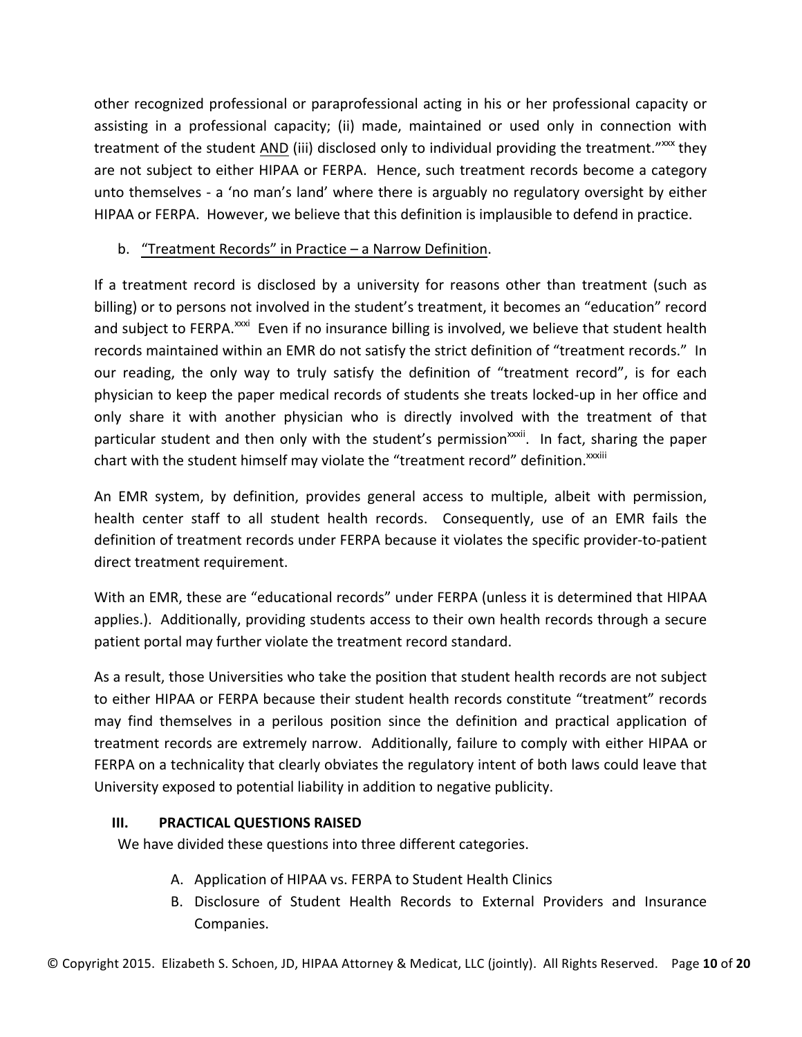other recognized professional or paraprofessional acting in his or her professional capacity or assisting in a professional capacity; (ii) made, maintained or used only in connection with treatment of the student <u>AND</u> (iii) disclosed only to individual providing the treatment."[xxx] they are not subject to either HIPAA or FERPA. Hence, such treatment records become a category unto themselves - a 'no man's land' where there is arguably no regulatory oversight by either HIPAA or FERPA. However, we believe that this definition is implausible to defend in practice.

b. <u>"Treatment Records" in Practice – a Narrow Definition</u>.

If a treatment record is disclosed by a university for reasons other than treatment (such as billing) or to persons not involved in the student's treatment, it becomes an "education" record and subject to FERPA.[xxxi] Even if no insurance billing is involved, we believe that student health records maintained within an EMR do not satisfy the strict definition of "treatment records." In our reading, the only way to truly satisfy the definition of "treatment record", is for each physician to keep the paper medical records of students she treats locked-up in her office and only share it with another physician who is directly involved with the treatment of that particular student and then only with the student's permission[xxxii]. In fact, sharing the paper chart with the student himself may violate the "treatment record" definition.[xxxiii]

An EMR system, by definition, provides general access to multiple, albeit with permission, health center staff to all student health records. Consequently, use of an EMR fails the definition of treatment records under FERPA because it violates the specific provider-to-patient direct treatment requirement.

With an EMR, these are "educational records" under FERPA (unless it is determined that HIPAA applies.). Additionally, providing students access to their own health records through a secure patient portal may further violate the treatment record standard.

As a result, those Universities who take the position that student health records are not subject to either HIPAA or FERPA because their student health records constitute "treatment" records may find themselves in a perilous position since the definition and practical application of treatment records are extremely narrow. Additionally, failure to comply with either HIPAA or FERPA on a technicality that clearly obviates the regulatory intent of both laws could leave that University exposed to potential liability in addition to negative publicity.

## III. PRACTICAL QUESTIONS RAISED

We have divided these questions into three different categories.

A. Application of HIPAA vs. FERPA to Student Health Clinics
B. Disclosure of Student Health Records to External Providers and Insurance Companies.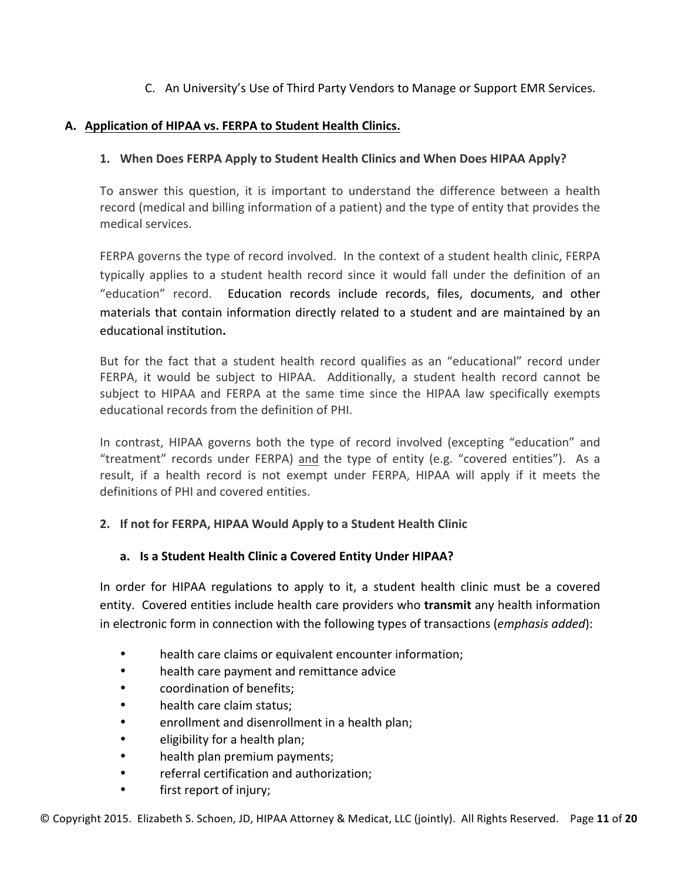C. An University's Use of Third Party Vendors to Manage or Support EMR Services.

## A. Application of HIPAA vs. FERPA to Student Health Clinics.

### 1. When Does FERPA Apply to Student Health Clinics and When Does HIPAA Apply?

To answer this question, it is important to understand the difference between a health record (medical and billing information of a patient) and the type of entity that provides the medical services.

FERPA governs the type of record involved. In the context of a student health clinic, FERPA typically applies to a student health record since it would fall under the definition of an "education" record. Education records include records, files, documents, and other materials that contain information directly related to a student and are maintained by an educational institution**.**

But for the fact that a student health record qualifies as an "educational" record under FERPA, it would be subject to HIPAA. Additionally, a student health record cannot be subject to HIPAA and FERPA at the same time since the HIPAA law specifically exempts educational records from the definition of PHI.

In contrast, HIPAA governs both the type of record involved (excepting "education" and "treatment" records under FERPA) <u>and</u> the type of entity (e.g. "covered entities"). As a result, if a health record is not exempt under FERPA, HIPAA will apply if it meets the definitions of PHI and covered entities.

### 2. If not for FERPA, HIPAA Would Apply to a Student Health Clinic

#### a. Is a Student Health Clinic a Covered Entity Under HIPAA?

In order for HIPAA regulations to apply to it, a student health clinic must be a covered entity. Covered entities include health care providers who **transmit** any health information in electronic form in connection with the following types of transactions (*emphasis added*):

- health care claims or equivalent encounter information;
- health care payment and remittance advice
- coordination of benefits;
- health care claim status;
- enrollment and disenrollment in a health plan;
- eligibility for a health plan;
- health plan premium payments;
- referral certification and authorization;
- first report of injury;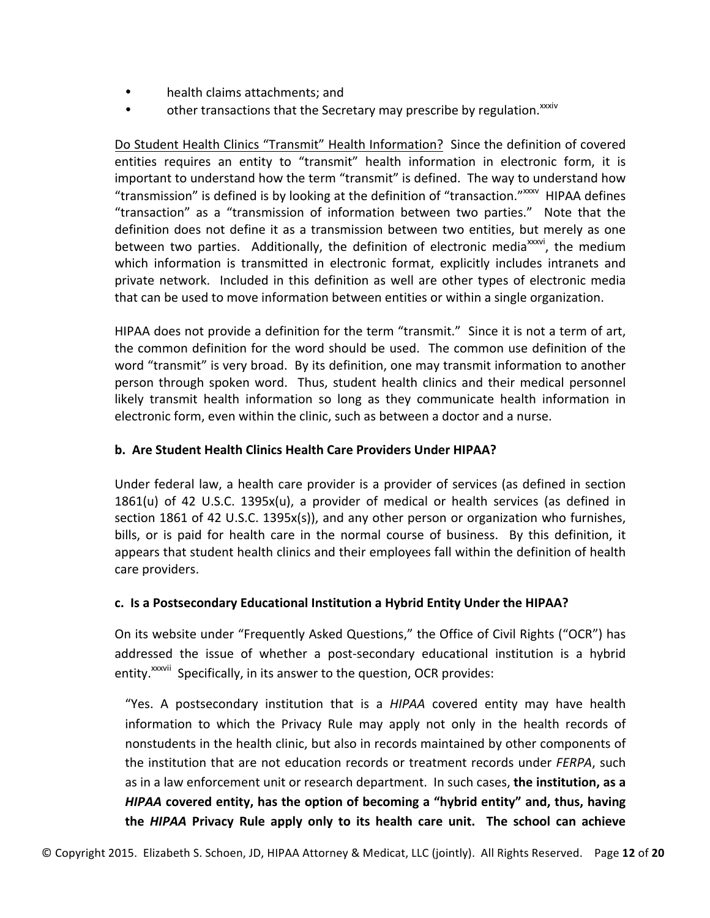- health claims attachments; and
- other transactions that the Secretary may prescribe by regulation.[xxxiv]

Do Student Health Clinics "Transmit" Health Information? Since the definition of covered entities requires an entity to "transmit" health information in electronic form, it is important to understand how the term "transmit" is defined. The way to understand how "transmission" is defined is by looking at the definition of "transaction."[xxxv] HIPAA defines "transaction" as a "transmission of information between two parties." Note that the definition does not define it as a transmission between two entities, but merely as one between two parties. Additionally, the definition of electronic media[xxxvi], the medium which information is transmitted in electronic format, explicitly includes intranets and private network. Included in this definition as well are other types of electronic media that can be used to move information between entities or within a single organization.

HIPAA does not provide a definition for the term "transmit." Since it is not a term of art, the common definition for the word should be used. The common use definition of the word "transmit" is very broad. By its definition, one may transmit information to another person through spoken word. Thus, student health clinics and their medical personnel likely transmit health information so long as they communicate health information in electronic form, even within the clinic, such as between a doctor and a nurse.

### b. Are Student Health Clinics Health Care Providers Under HIPAA?

Under federal law, a health care provider is a provider of services (as defined in section 1861(u) of 42 U.S.C. 1395x(u), a provider of medical or health services (as defined in section 1861 of 42 U.S.C. 1395x(s)), and any other person or organization who furnishes, bills, or is paid for health care in the normal course of business. By this definition, it appears that student health clinics and their employees fall within the definition of health care providers.

### c. Is a Postsecondary Educational Institution a Hybrid Entity Under the HIPAA?

On its website under "Frequently Asked Questions," the Office of Civil Rights ("OCR") has addressed the issue of whether a post-secondary educational institution is a hybrid entity.[xxxvii] Specifically, in its answer to the question, OCR provides:

> "Yes. A postsecondary institution that is a *HIPAA* covered entity may have health information to which the Privacy Rule may apply not only in the health records of nonstudents in the health clinic, but also in records maintained by other components of the institution that are not education records or treatment records under *FERPA*, such as in a law enforcement unit or research department. In such cases, **the institution, as a *HIPAA* covered entity, has the option of becoming a "hybrid entity" and, thus, having the *HIPAA* Privacy Rule apply only to its health care unit. The school can achieve**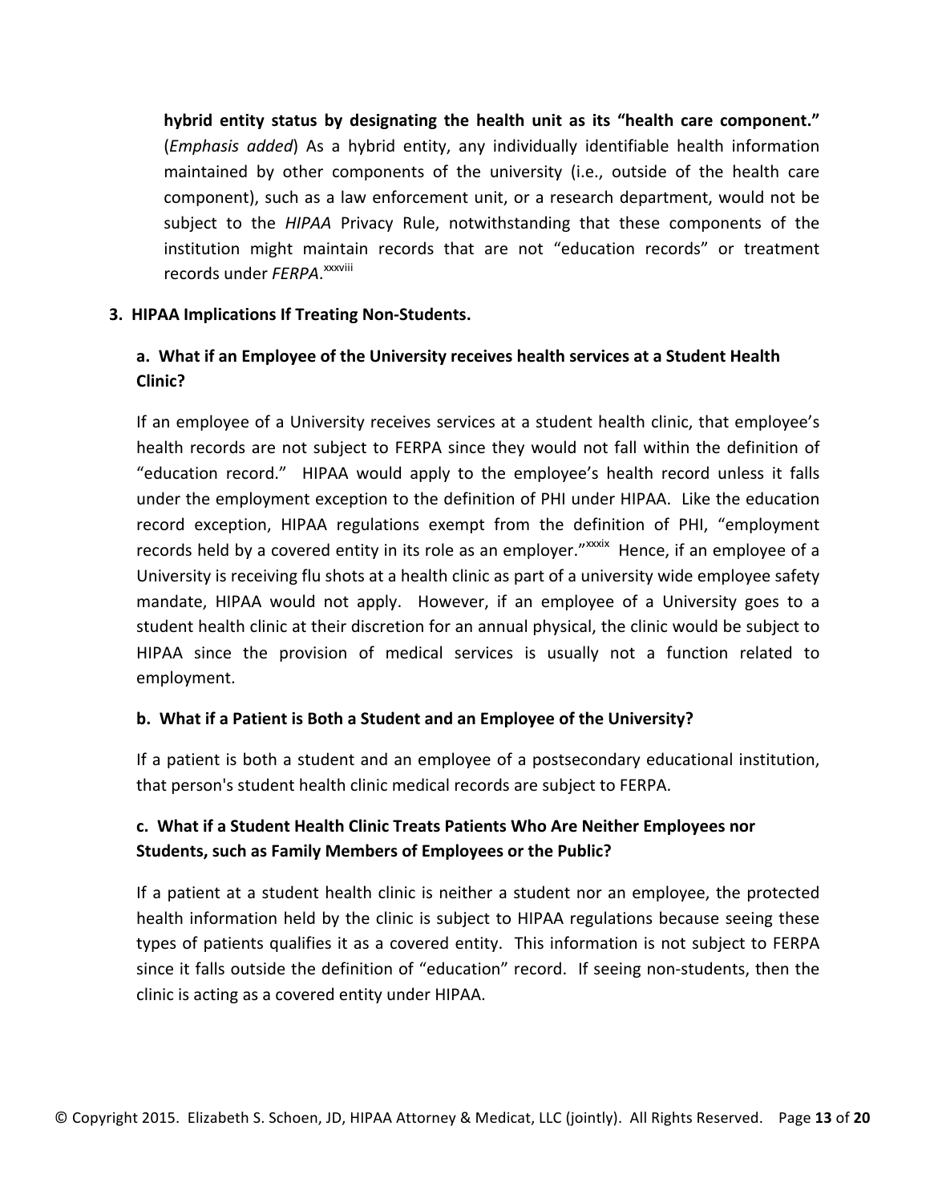**hybrid entity status by designating the health unit as its "health care component."** (*Emphasis added*) As a hybrid entity, any individually identifiable health information maintained by other components of the university (i.e., outside of the health care component), such as a law enforcement unit, or a research department, would not be subject to the *HIPAA* Privacy Rule, notwithstanding that these components of the institution might maintain records that are not "education records" or treatment records under *FERPA*.[xxxviii]

### 3. HIPAA Implications If Treating Non-Students.

#### a. What if an Employee of the University receives health services at a Student Health Clinic?

If an employee of a University receives services at a student health clinic, that employee's health records are not subject to FERPA since they would not fall within the definition of "education record." HIPAA would apply to the employee's health record unless it falls under the employment exception to the definition of PHI under HIPAA. Like the education record exception, HIPAA regulations exempt from the definition of PHI, "employment records held by a covered entity in its role as an employer."[xxxix] Hence, if an employee of a University is receiving flu shots at a health clinic as part of a university wide employee safety mandate, HIPAA would not apply. However, if an employee of a University goes to a student health clinic at their discretion for an annual physical, the clinic would be subject to HIPAA since the provision of medical services is usually not a function related to employment.

#### b. What if a Patient is Both a Student and an Employee of the University?

If a patient is both a student and an employee of a postsecondary educational institution, that person's student health clinic medical records are subject to FERPA.

#### c. What if a Student Health Clinic Treats Patients Who Are Neither Employees nor Students, such as Family Members of Employees or the Public?

If a patient at a student health clinic is neither a student nor an employee, the protected health information held by the clinic is subject to HIPAA regulations because seeing these types of patients qualifies it as a covered entity. This information is not subject to FERPA since it falls outside the definition of "education" record. If seeing non-students, then the clinic is acting as a covered entity under HIPAA.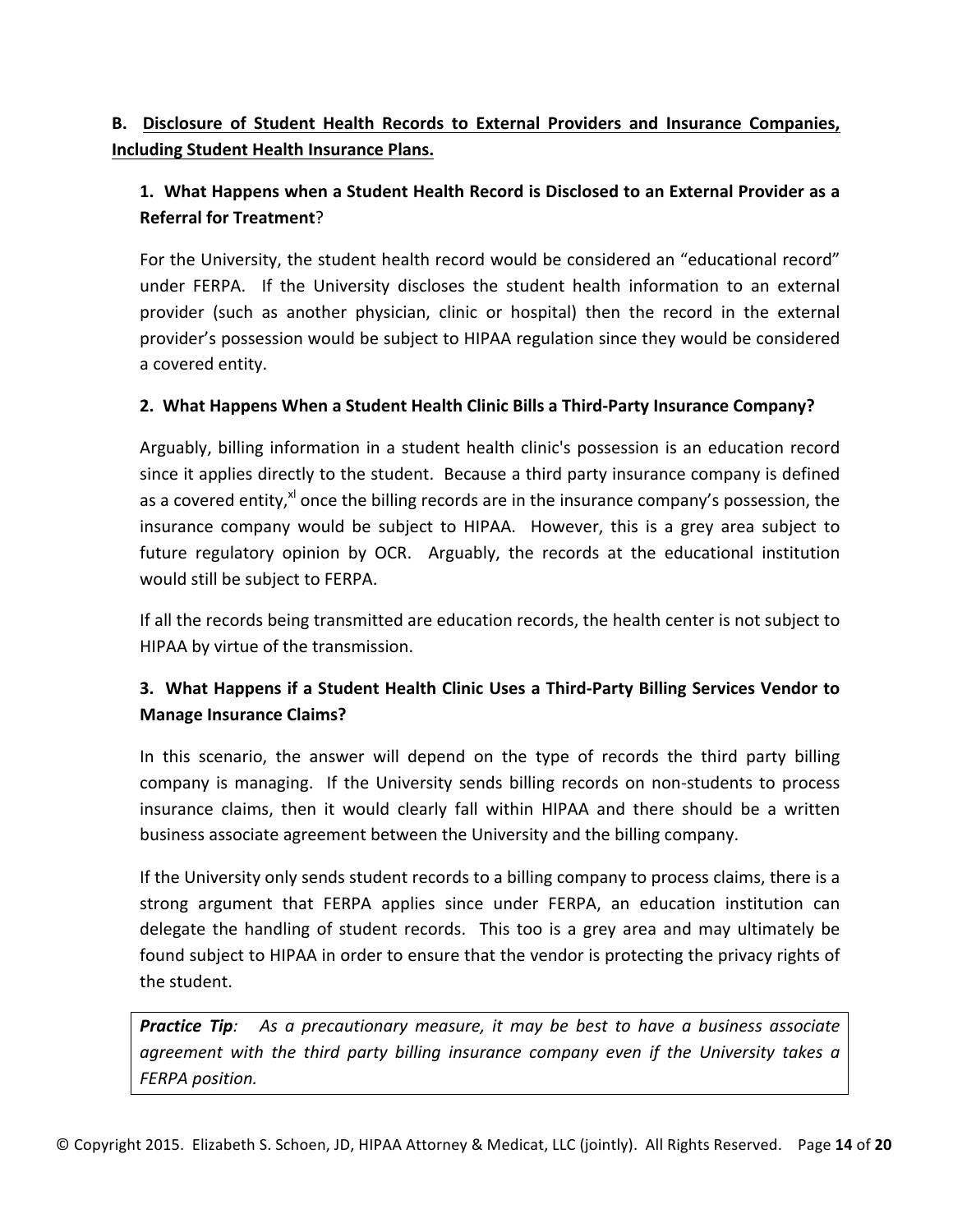**B. <u>Disclosure of Student Health Records to External Providers and Insurance Companies, Including Student Health Insurance Plans.</u>**

**1. What Happens when a Student Health Record is Disclosed to an External Provider as a Referral for Treatment?**

For the University, the student health record would be considered an "educational record" under FERPA. If the University discloses the student health information to an external provider (such as another physician, clinic or hospital) then the record in the external provider's possession would be subject to HIPAA regulation since they would be considered a covered entity.

**2. What Happens When a Student Health Clinic Bills a Third-Party Insurance Company?**

Arguably, billing information in a student health clinic's possession is an education record since it applies directly to the student. Because a third party insurance company is defined as a covered entity,[xl] once the billing records are in the insurance company's possession, the insurance company would be subject to HIPAA. However, this is a grey area subject to future regulatory opinion by OCR. Arguably, the records at the educational institution would still be subject to FERPA.

If all the records being transmitted are education records, the health center is not subject to HIPAA by virtue of the transmission.

**3. What Happens if a Student Health Clinic Uses a Third-Party Billing Services Vendor to Manage Insurance Claims?**

In this scenario, the answer will depend on the type of records the third party billing company is managing. If the University sends billing records on non-students to process insurance claims, then it would clearly fall within HIPAA and there should be a written business associate agreement between the University and the billing company.

If the University only sends student records to a billing company to process claims, there is a strong argument that FERPA applies since under FERPA, an education institution can delegate the handling of student records. This too is a grey area and may ultimately be found subject to HIPAA in order to ensure that the vendor is protecting the privacy rights of the student.

> ***Practice Tip**: As a precautionary measure, it may be best to have a business associate agreement with the third party billing insurance company even if the University takes a FERPA position.*

© Copyright 2015. Elizabeth S. Schoen, JD, HIPAA Attorney & Medicat, LLC (jointly). All Rights Reserved.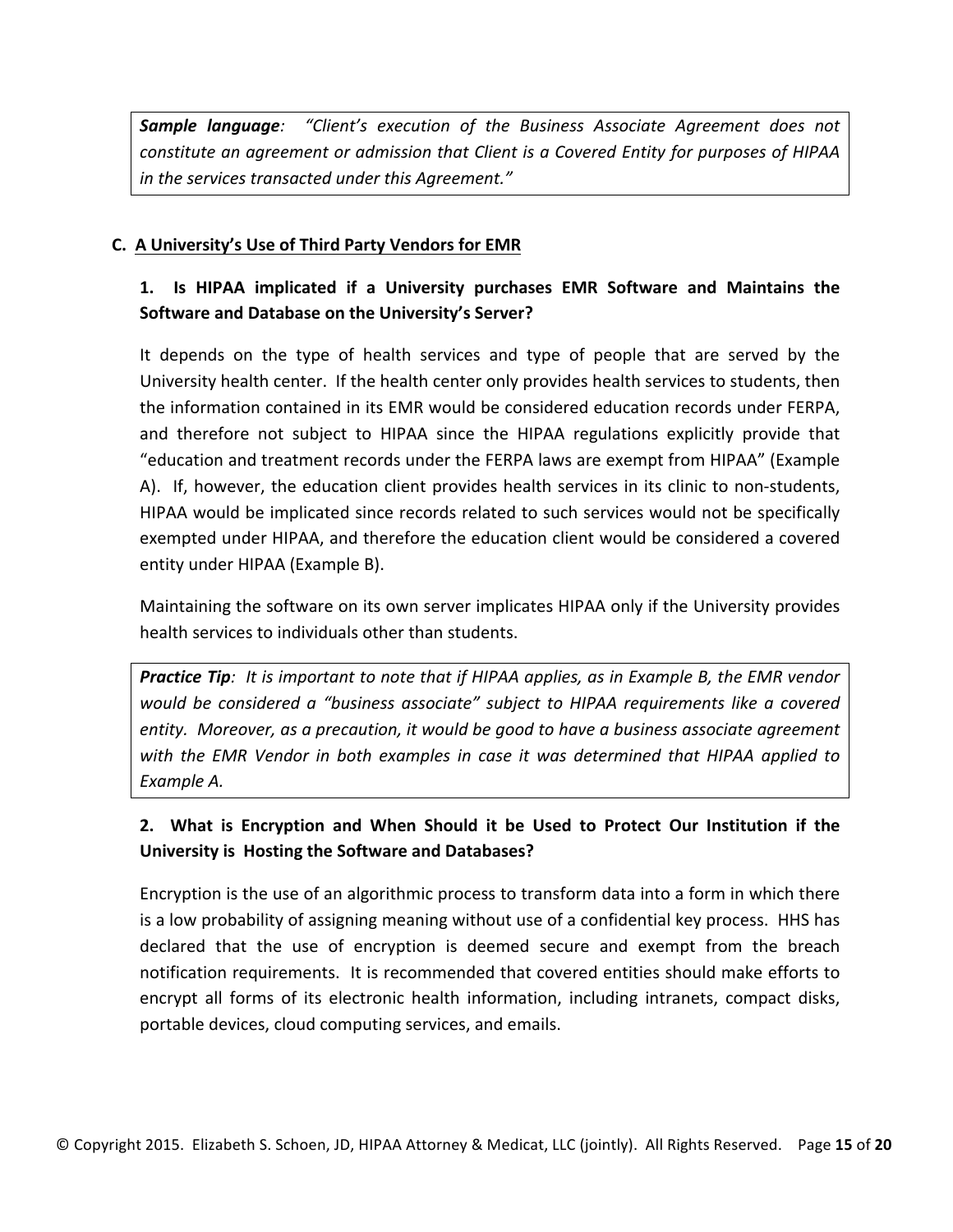> ***Sample language***: *"Client's execution of the Business Associate Agreement does not constitute an agreement or admission that Client is a Covered Entity for purposes of HIPAA in the services transacted under this Agreement."*

### C. A University's Use of Third Party Vendors for EMR

#### 1. Is HIPAA implicated if a University purchases EMR Software and Maintains the Software and Database on the University's Server?

It depends on the type of health services and type of people that are served by the University health center. If the health center only provides health services to students, then the information contained in its EMR would be considered education records under FERPA, and therefore not subject to HIPAA since the HIPAA regulations explicitly provide that "education and treatment records under the FERPA laws are exempt from HIPAA" (Example A). If, however, the education client provides health services in its clinic to non-students, HIPAA would be implicated since records related to such services would not be specifically exempted under HIPAA, and therefore the education client would be considered a covered entity under HIPAA (Example B).

Maintaining the software on its own server implicates HIPAA only if the University provides health services to individuals other than students.

> ***Practice Tip***: *It is important to note that if HIPAA applies, as in Example B, the EMR vendor would be considered a "business associate" subject to HIPAA requirements like a covered entity. Moreover, as a precaution, it would be good to have a business associate agreement with the EMR Vendor in both examples in case it was determined that HIPAA applied to Example A.*

#### 2. What is Encryption and When Should it be Used to Protect Our Institution if the University is Hosting the Software and Databases?

Encryption is the use of an algorithmic process to transform data into a form in which there is a low probability of assigning meaning without use of a confidential key process. HHS has declared that the use of encryption is deemed secure and exempt from the breach notification requirements. It is recommended that covered entities should make efforts to encrypt all forms of its electronic health information, including intranets, compact disks, portable devices, cloud computing services, and emails.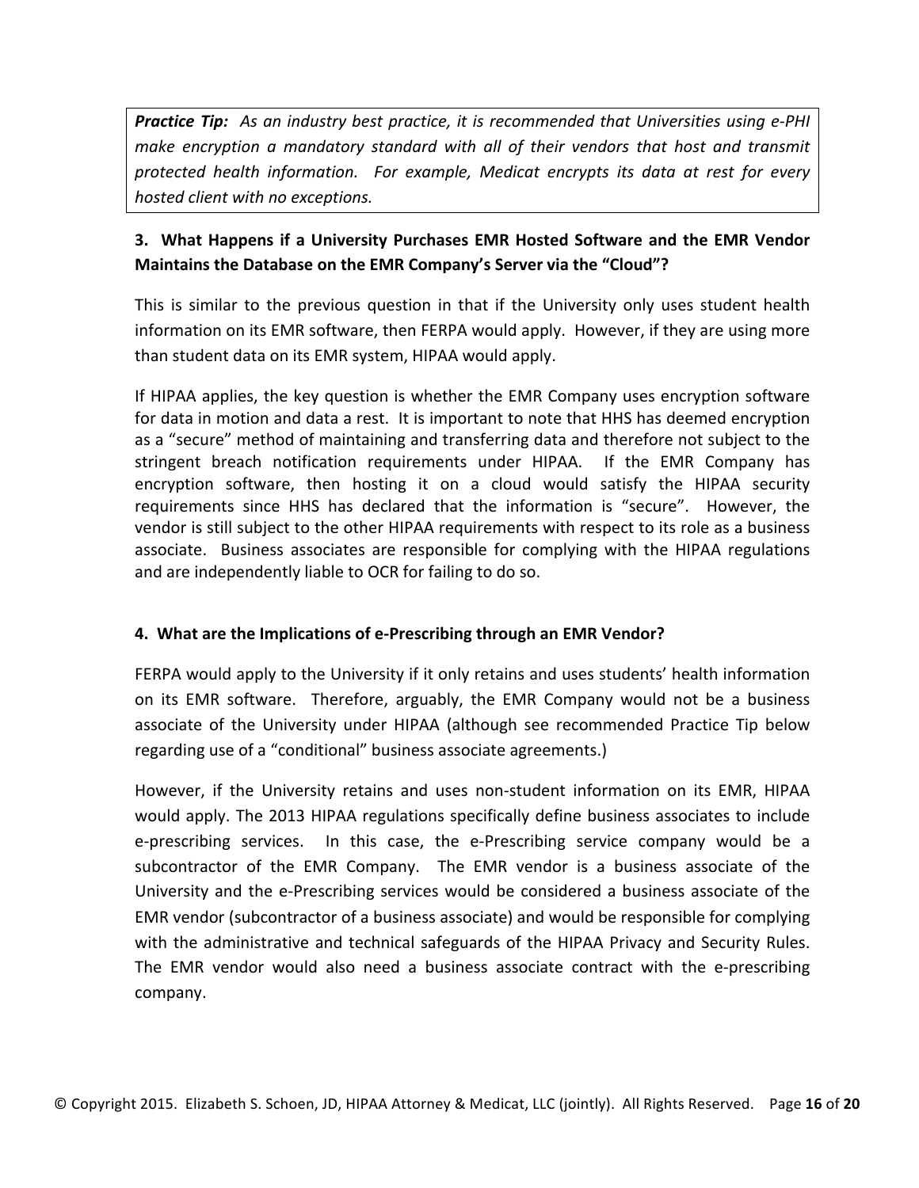> ***Practice Tip:*** *As an industry best practice, it is recommended that Universities using e-PHI make encryption a mandatory standard with all of their vendors that host and transmit protected health information. For example, Medicat encrypts its data at rest for every hosted client with no exceptions.*

### 3. What Happens if a University Purchases EMR Hosted Software and the EMR Vendor Maintains the Database on the EMR Company's Server via the "Cloud"?

This is similar to the previous question in that if the University only uses student health information on its EMR software, then FERPA would apply. However, if they are using more than student data on its EMR system, HIPAA would apply.

If HIPAA applies, the key question is whether the EMR Company uses encryption software for data in motion and data a rest. It is important to note that HHS has deemed encryption as a "secure" method of maintaining and transferring data and therefore not subject to the stringent breach notification requirements under HIPAA. If the EMR Company has encryption software, then hosting it on a cloud would satisfy the HIPAA security requirements since HHS has declared that the information is "secure". However, the vendor is still subject to the other HIPAA requirements with respect to its role as a business associate. Business associates are responsible for complying with the HIPAA regulations and are independently liable to OCR for failing to do so.

### 4. What are the Implications of e-Prescribing through an EMR Vendor?

FERPA would apply to the University if it only retains and uses students' health information on its EMR software. Therefore, arguably, the EMR Company would not be a business associate of the University under HIPAA (although see recommended Practice Tip below regarding use of a "conditional" business associate agreements.)

However, if the University retains and uses non-student information on its EMR, HIPAA would apply. The 2013 HIPAA regulations specifically define business associates to include e-prescribing services. In this case, the e-Prescribing service company would be a subcontractor of the EMR Company. The EMR vendor is a business associate of the University and the e-Prescribing services would be considered a business associate of the EMR vendor (subcontractor of a business associate) and would be responsible for complying with the administrative and technical safeguards of the HIPAA Privacy and Security Rules. The EMR vendor would also need a business associate contract with the e-prescribing company.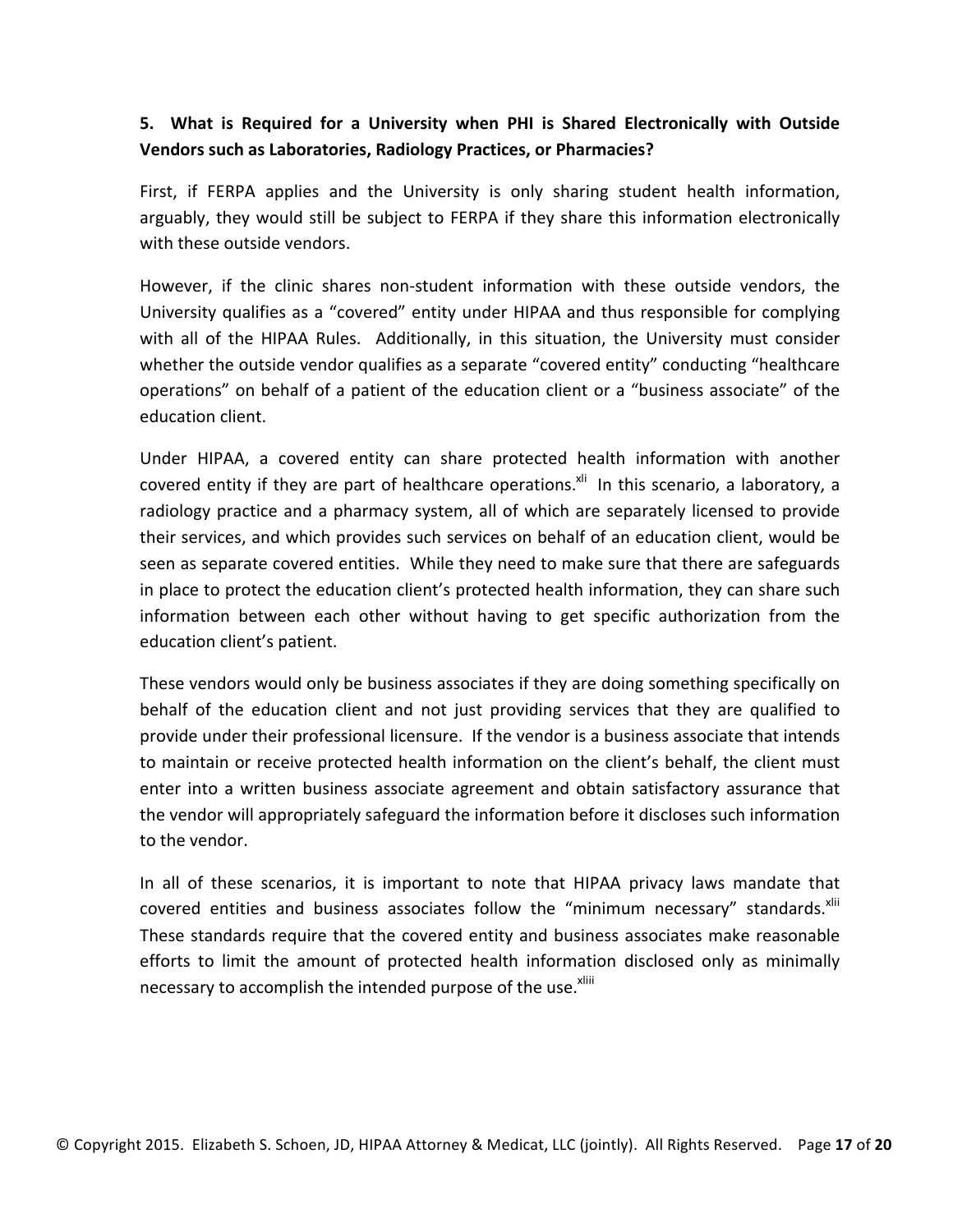### 5. What is Required for a University when PHI is Shared Electronically with Outside Vendors such as Laboratories, Radiology Practices, or Pharmacies?

First, if FERPA applies and the University is only sharing student health information, arguably, they would still be subject to FERPA if they share this information electronically with these outside vendors.

However, if the clinic shares non-student information with these outside vendors, the University qualifies as a "covered" entity under HIPAA and thus responsible for complying with all of the HIPAA Rules. Additionally, in this situation, the University must consider whether the outside vendor qualifies as a separate "covered entity" conducting "healthcare operations" on behalf of a patient of the education client or a "business associate" of the education client.

Under HIPAA, a covered entity can share protected health information with another covered entity if they are part of healthcare operations.[xli] In this scenario, a laboratory, a radiology practice and a pharmacy system, all of which are separately licensed to provide their services, and which provides such services on behalf of an education client, would be seen as separate covered entities. While they need to make sure that there are safeguards in place to protect the education client's protected health information, they can share such information between each other without having to get specific authorization from the education client's patient.

These vendors would only be business associates if they are doing something specifically on behalf of the education client and not just providing services that they are qualified to provide under their professional licensure. If the vendor is a business associate that intends to maintain or receive protected health information on the client's behalf, the client must enter into a written business associate agreement and obtain satisfactory assurance that the vendor will appropriately safeguard the information before it discloses such information to the vendor.

In all of these scenarios, it is important to note that HIPAA privacy laws mandate that covered entities and business associates follow the "minimum necessary" standards.[xlii] These standards require that the covered entity and business associates make reasonable efforts to limit the amount of protected health information disclosed only as minimally necessary to accomplish the intended purpose of the use.[xliii]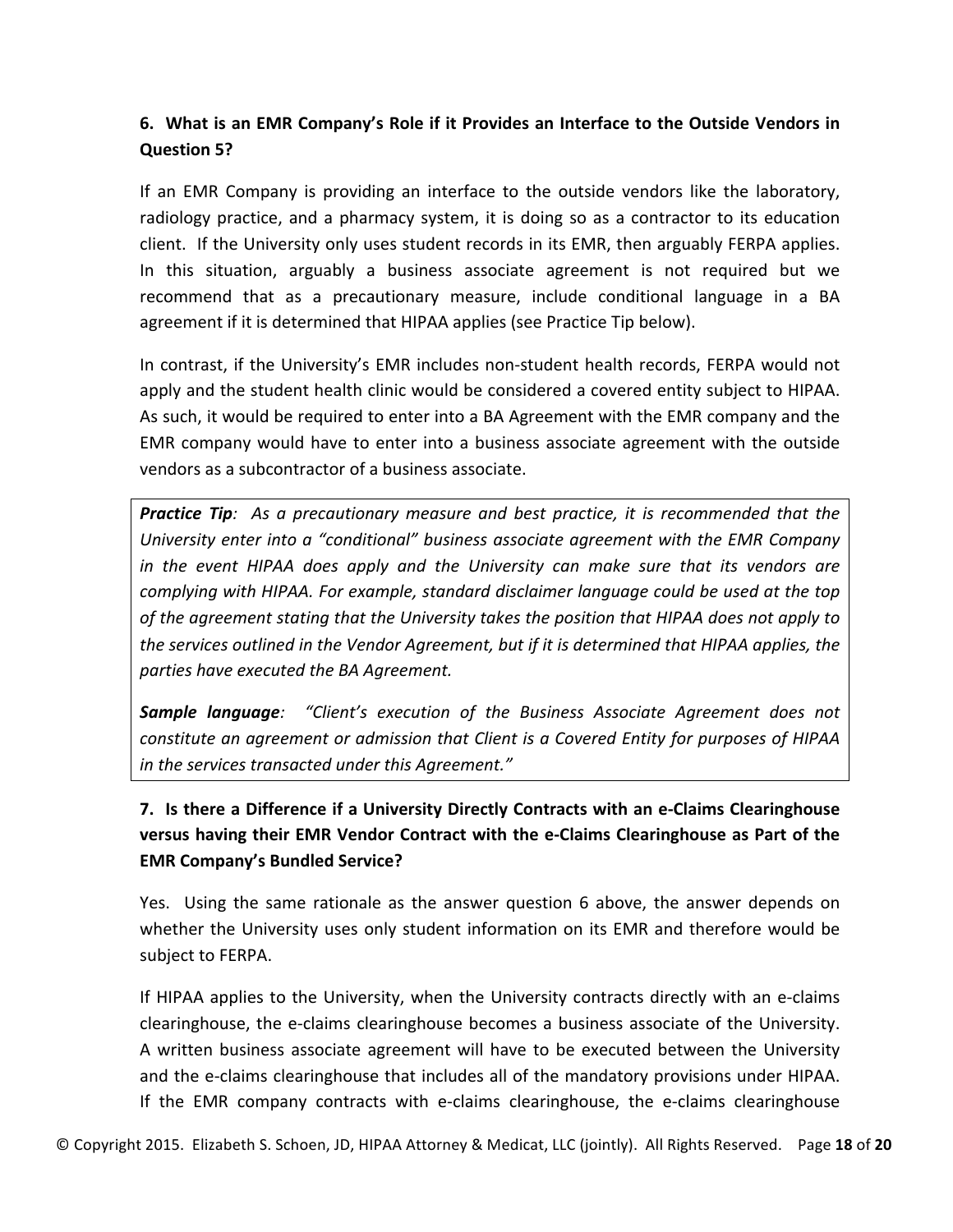### 6. What is an EMR Company's Role if it Provides an Interface to the Outside Vendors in Question 5?

If an EMR Company is providing an interface to the outside vendors like the laboratory, radiology practice, and a pharmacy system, it is doing so as a contractor to its education client. If the University only uses student records in its EMR, then arguably FERPA applies. In this situation, arguably a business associate agreement is not required but we recommend that as a precautionary measure, include conditional language in a BA agreement if it is determined that HIPAA applies (see Practice Tip below).

In contrast, if the University's EMR includes non-student health records, FERPA would not apply and the student health clinic would be considered a covered entity subject to HIPAA. As such, it would be required to enter into a BA Agreement with the EMR company and the EMR company would have to enter into a business associate agreement with the outside vendors as a subcontractor of a business associate.

> ***Practice Tip**: As a precautionary measure and best practice, it is recommended that the University enter into a "conditional" business associate agreement with the EMR Company in the event HIPAA does apply and the University can make sure that its vendors are complying with HIPAA. For example, standard disclaimer language could be used at the top of the agreement stating that the University takes the position that HIPAA does not apply to the services outlined in the Vendor Agreement, but if it is determined that HIPAA applies, the parties have executed the BA Agreement.*
>
> ***Sample language**: "Client's execution of the Business Associate Agreement does not constitute an agreement or admission that Client is a Covered Entity for purposes of HIPAA in the services transacted under this Agreement."*

### 7. Is there a Difference if a University Directly Contracts with an e-Claims Clearinghouse versus having their EMR Vendor Contract with the e-Claims Clearinghouse as Part of the EMR Company's Bundled Service?

Yes. Using the same rationale as the answer question 6 above, the answer depends on whether the University uses only student information on its EMR and therefore would be subject to FERPA.

If HIPAA applies to the University, when the University contracts directly with an e-claims clearinghouse, the e-claims clearinghouse becomes a business associate of the University. A written business associate agreement will have to be executed between the University and the e-claims clearinghouse that includes all of the mandatory provisions under HIPAA. If the EMR company contracts with e-claims clearinghouse, the e-claims clearinghouse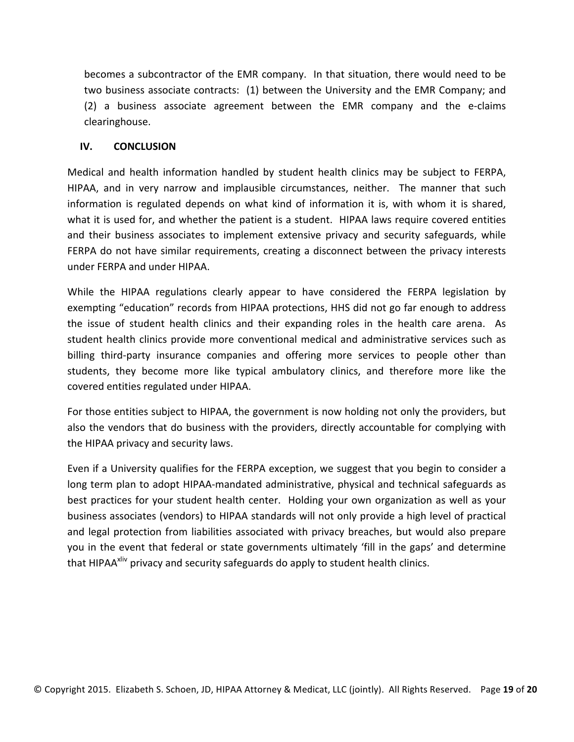becomes a subcontractor of the EMR company. In that situation, there would need to be two business associate contracts: (1) between the University and the EMR Company; and (2) a business associate agreement between the EMR company and the e-claims clearinghouse.

## IV. CONCLUSION

Medical and health information handled by student health clinics may be subject to FERPA, HIPAA, and in very narrow and implausible circumstances, neither. The manner that such information is regulated depends on what kind of information it is, with whom it is shared, what it is used for, and whether the patient is a student. HIPAA laws require covered entities and their business associates to implement extensive privacy and security safeguards, while FERPA do not have similar requirements, creating a disconnect between the privacy interests under FERPA and under HIPAA.

While the HIPAA regulations clearly appear to have considered the FERPA legislation by exempting "education" records from HIPAA protections, HHS did not go far enough to address the issue of student health clinics and their expanding roles in the health care arena. As student health clinics provide more conventional medical and administrative services such as billing third-party insurance companies and offering more services to people other than students, they become more like typical ambulatory clinics, and therefore more like the covered entities regulated under HIPAA.

For those entities subject to HIPAA, the government is now holding not only the providers, but also the vendors that do business with the providers, directly accountable for complying with the HIPAA privacy and security laws.

Even if a University qualifies for the FERPA exception, we suggest that you begin to consider a long term plan to adopt HIPAA-mandated administrative, physical and technical safeguards as best practices for your student health center. Holding your own organization as well as your business associates (vendors) to HIPAA standards will not only provide a high level of practical and legal protection from liabilities associated with privacy breaches, but would also prepare you in the event that federal or state governments ultimately 'fill in the gaps' and determine that HIPAA[xliv] privacy and security safeguards do apply to student health clinics.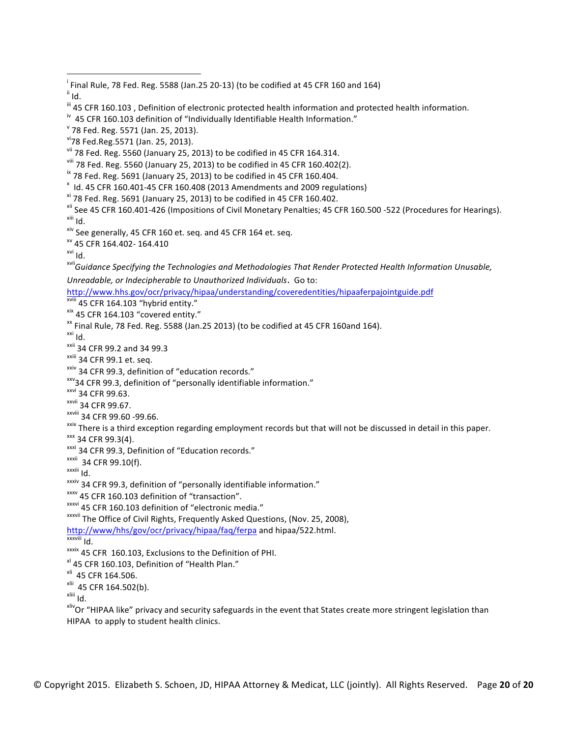---

[i] Final Rule, 78 Fed. Reg. 5588 (Jan.25 20-13) (to be codified at 45 CFR 160 and 164)
[ii] Id.
[iii] 45 CFR 160.103 , Definition of electronic protected health information and protected health information.
[iv] 45 CFR 160.103 definition of "Individually Identifiable Health Information."
[v] 78 Fed. Reg. 5571 (Jan. 25, 2013).
[vi] 78 Fed.Reg.5571 (Jan. 25, 2013).
[vii] 78 Fed. Reg. 5560 (January 25, 2013) to be codified in 45 CFR 164.314.
[viii] 78 Fed. Reg. 5560 (January 25, 2013) to be codified in 45 CFR 160.402(2).
[ix] 78 Fed. Reg. 5691 (January 25, 2013) to be codified in 45 CFR 160.404.
[x] Id. 45 CFR 160.401-45 CFR 160.408 (2013 Amendments and 2009 regulations)
[xi] 78 Fed. Reg. 5691 (January 25, 2013) to be codified in 45 CFR 160.402.
[xii] See 45 CFR 160.401-426 (Impositions of Civil Monetary Penalties; 45 CFR 160.500 -522 (Procedures for Hearings).
[xiii] Id.
[xiv] See generally, 45 CFR 160 et. seq. and 45 CFR 164 et. seq.
[xv] 45 CFR 164.402- 164.410
[xvi] Id.
[xvii] *Guidance Specifying the Technologies and Methodologies That Render Protected Health Information Unusable, Unreadable, or Indecipherable to Unauthorized Individuals*. Go to: http://www.hhs.gov/ocr/privacy/hipaa/understanding/coveredentities/hipaaferpajointguide.pdf
[xviii] 45 CFR 164.103 "hybrid entity."
[xix] 45 CFR 164.103 "covered entity."
[xx] Final Rule, 78 Fed. Reg. 5588 (Jan.25 2013) (to be codified at 45 CFR 160and 164).
[xxi] Id.
[xxii] 34 CFR 99.2 and 34 99.3
[xxiii] 34 CFR 99.1 et. seq.
[xxiv] 34 CFR 99.3, definition of "education records."
[xxv] 34 CFR 99.3, definition of "personally identifiable information."
[xxvi] 34 CFR 99.63.
[xxvii] 34 CFR 99.67.
[xxviii] 34 CFR 99.60 -99.66.
[xxix] There is a third exception regarding employment records but that will not be discussed in detail in this paper.
[xxx] 34 CFR 99.3(4).
[xxxi] 34 CFR 99.3, Definition of "Education records."
[xxxii] 34 CFR 99.10(f).
[xxxiii] Id.
[xxxiv] 34 CFR 99.3, definition of "personally identifiable information."
[xxxv] 45 CFR 160.103 definition of "transaction".
[xxxvi] 45 CFR 160.103 definition of "electronic media."
[xxxvii] The Office of Civil Rights, Frequently Asked Questions, (Nov. 25, 2008), http://www/hhs/gov/ocr/privacy/hipaa/faq/ferpa and hipaa/522.html.
[xxxviii] Id.
[xxxix] 45 CFR 160.103, Exclusions to the Definition of PHI.
[xl] 45 CFR 160.103, Definition of "Health Plan."
[xli] 45 CFR 164.506.
[xlii] 45 CFR 164.502(b).
[xliii] Id.
[xliv] Or "HIPAA like" privacy and security safeguards in the event that States create more stringent legislation than HIPAA to apply to student health clinics.

© Copyright 2015. Elizabeth S. Schoen, JD, HIPAA Attorney & Medicat, LLC (jointly). All Rights Reserved.